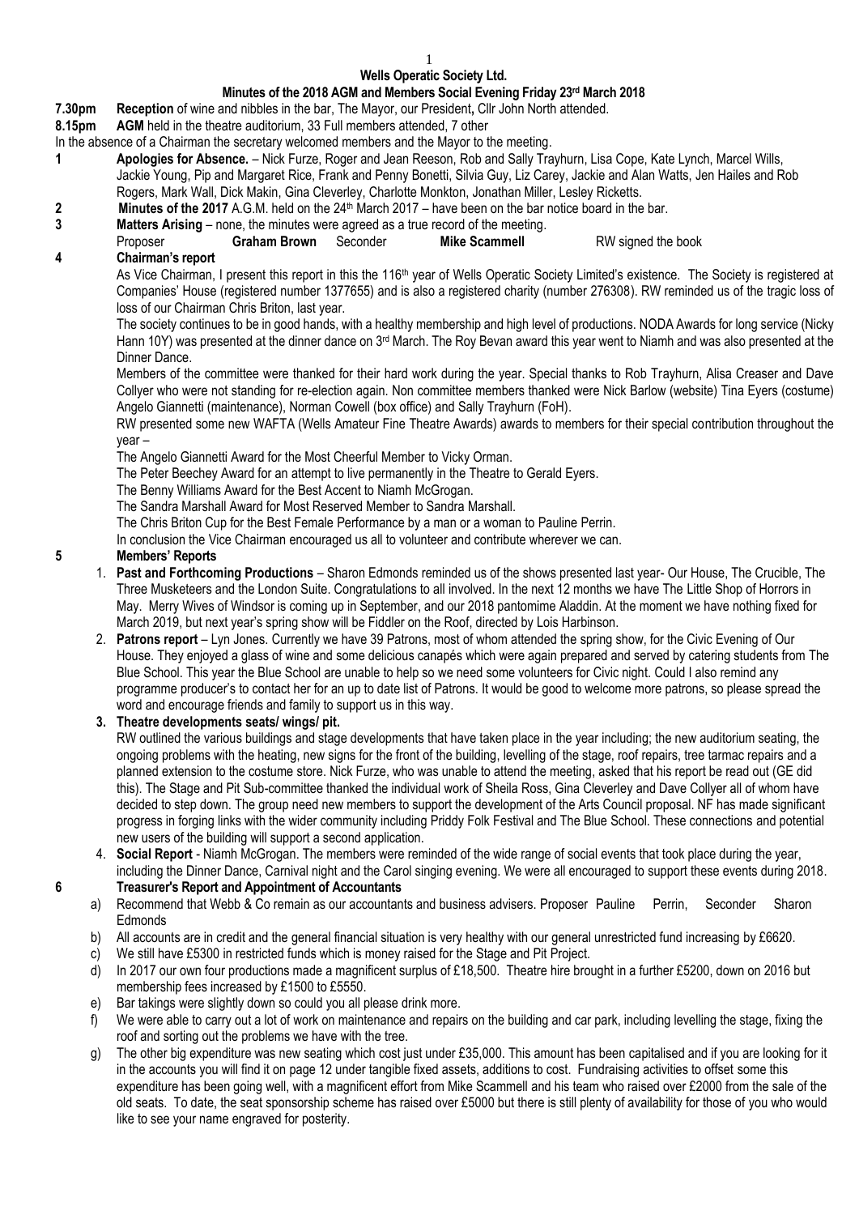# Wells Operatic Society Ltd.

## Minutes of the 2018 AGM and Members Social Evening Friday 23rd March 2018

**7.30pm** **Reception** of wine and nibbles in the bar, The Mayor, our President**,** Cllr John North attended.

**8.15pm** **AGM** held in the theatre auditorium, 33 Full members attended, 7 other

In the absence of a Chairman the secretary welcomed members and the Mayor to the meeting.

**1** **Apologies for Absence.** – Nick Furze, Roger and Jean Reeson, Rob and Sally Trayhurn, Lisa Cope, Kate Lynch, Marcel Wills, Jackie Young, Pip and Margaret Rice, Frank and Penny Bonetti, Silvia Guy, Liz Carey, Jackie and Alan Watts, Jen Hailes and Rob Rogers, Mark Wall, Dick Makin, Gina Cleverley, Charlotte Monkton, Jonathan Miller, Lesley Ricketts.

**2** **Minutes of the 2017** A.G.M. held on the 24th March 2017 – have been on the bar notice board in the bar.

**3** **Matters Arising** – none, the minutes were agreed as a true record of the meeting.

Proposer **Graham Brown** Seconder **Mike Scammell** RW signed the book

**4** **Chairman's report**

As Vice Chairman, I present this report in this the 116th year of Wells Operatic Society Limited's existence. The Society is registered at Companies' House (registered number 1377655) and is also a registered charity (number 276308). RW reminded us of the tragic loss of loss of our Chairman Chris Briton, last year.

The society continues to be in good hands, with a healthy membership and high level of productions. NODA Awards for long service (Nicky Hann 10Y) was presented at the dinner dance on 3rd March. The Roy Bevan award this year went to Niamh and was also presented at the Dinner Dance.

Members of the committee were thanked for their hard work during the year. Special thanks to Rob Trayhurn, Alisa Creaser and Dave Collyer who were not standing for re-election again. Non committee members thanked were Nick Barlow (website) Tina Eyers (costume) Angelo Giannetti (maintenance), Norman Cowell (box office) and Sally Trayhurn (FoH).

RW presented some new WAFTA (Wells Amateur Fine Theatre Awards) awards to members for their special contribution throughout the year –

The Angelo Giannetti Award for the Most Cheerful Member to Vicky Orman.

The Peter Beechey Award for an attempt to live permanently in the Theatre to Gerald Eyers.

The Benny Williams Award for the Best Accent to Niamh McGrogan.

The Sandra Marshall Award for Most Reserved Member to Sandra Marshall.

The Chris Briton Cup for the Best Female Performance by a man or a woman to Pauline Perrin.

In conclusion the Vice Chairman encouraged us all to volunteer and contribute wherever we can.

**5** **Members' Reports**

1. **Past and Forthcoming Productions** – Sharon Edmonds reminded us of the shows presented last year- Our House, The Crucible, The Three Musketeers and the London Suite. Congratulations to all involved. In the next 12 months we have The Little Shop of Horrors in May. Merry Wives of Windsor is coming up in September, and our 2018 pantomime Aladdin. At the moment we have nothing fixed for March 2019, but next year's spring show will be Fiddler on the Roof, directed by Lois Harbinson.
2. **Patrons report** – Lyn Jones. Currently we have 39 Patrons, most of whom attended the spring show, for the Civic Evening of Our House. They enjoyed a glass of wine and some delicious canapés which were again prepared and served by catering students from The Blue School. This year the Blue School are unable to help so we need some volunteers for Civic night. Could I also remind any programme producer's to contact her for an up to date list of Patrons. It would be good to welcome more patrons, so please spread the word and encourage friends and family to support us in this way.
3. **Theatre developments seats/ wings/ pit.**

   RW outlined the various buildings and stage developments that have taken place in the year including; the new auditorium seating, the ongoing problems with the heating, new signs for the front of the building, levelling of the stage, roof repairs, tree tarmac repairs and a planned extension to the costume store. Nick Furze, who was unable to attend the meeting, asked that his report be read out (GE did this). The Stage and Pit Sub-committee thanked the individual work of Sheila Ross, Gina Cleverley and Dave Collyer all of whom have decided to step down. The group need new members to support the development of the Arts Council proposal. NF has made significant progress in forging links with the wider community including Priddy Folk Festival and The Blue School. These connections and potential new users of the building will support a second application.
4. **Social Report** - Niamh McGrogan. The members were reminded of the wide range of social events that took place during the year, including the Dinner Dance, Carnival night and the Carol singing evening. We were all encouraged to support these events during 2018.

**6** **Treasurer's Report and Appointment of Accountants**

a) Recommend that Webb & Co remain as our accountants and business advisers. Proposer Pauline Perrin, Seconder Sharon Edmonds

b) All accounts are in credit and the general financial situation is very healthy with our general unrestricted fund increasing by £6620.

c) We still have £5300 in restricted funds which is money raised for the Stage and Pit Project.

d) In 2017 our own four productions made a magnificent surplus of £18,500. Theatre hire brought in a further £5200, down on 2016 but membership fees increased by £1500 to £5550.

e) Bar takings were slightly down so could you all please drink more.

f) We were able to carry out a lot of work on maintenance and repairs on the building and car park, including levelling the stage, fixing the roof and sorting out the problems we have with the tree.

g) The other big expenditure was new seating which cost just under £35,000. This amount has been capitalised and if you are looking for it in the accounts you will find it on page 12 under tangible fixed assets, additions to cost. Fundraising activities to offset some this expenditure has been going well, with a magnificent effort from Mike Scammell and his team who raised over £2000 from the sale of the old seats. To date, the seat sponsorship scheme has raised over £5000 but there is still plenty of availability for those of you who would like to see your name engraved for posterity.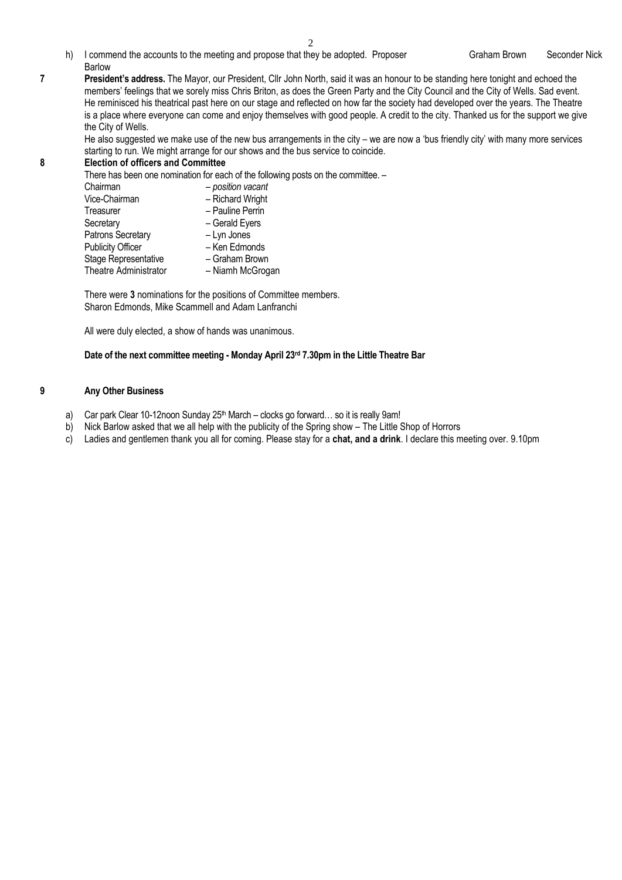h) I commend the accounts to the meeting and propose that they be adopted. Proposer Graham Brown Seconder Nick Barlow

**7 President's address.** The Mayor, our President, Cllr John North, said it was an honour to be standing here tonight and echoed the members' feelings that we sorely miss Chris Briton, as does the Green Party and the City Council and the City of Wells. Sad event. He reminisced his theatrical past here on our stage and reflected on how far the society had developed over the years. The Theatre is a place where everyone can come and enjoy themselves with good people. A credit to the city. Thanked us for the support we give the City of Wells.

He also suggested we make use of the new bus arrangements in the city – we are now a 'bus friendly city' with many more services starting to run. We might arrange for our shows and the bus service to coincide.

**8 Election of officers and Committee**

There has been one nomination for each of the following posts on the committee. –

| | |
|---|---|
| Chairman | – *position vacant* |
| Vice-Chairman | – Richard Wright |
| Treasurer | – Pauline Perrin |
| Secretary | – Gerald Eyers |
| Patrons Secretary | – Lyn Jones |
| Publicity Officer | – Ken Edmonds |
| Stage Representative | – Graham Brown |
| Theatre Administrator | – Niamh McGrogan |

There were **3** nominations for the positions of Committee members.
Sharon Edmonds, Mike Scammell and Adam Lanfranchi

All were duly elected, a show of hands was unanimous.

**Date of the next committee meeting - Monday April 23rd 7.30pm in the Little Theatre Bar**

**9 Any Other Business**

a) Car park Clear 10-12noon Sunday 25th March – clocks go forward… so it is really 9am!
b) Nick Barlow asked that we all help with the publicity of the Spring show – The Little Shop of Horrors
c) Ladies and gentlemen thank you all for coming. Please stay for a **chat, and a drink**. I declare this meeting over. 9.10pm